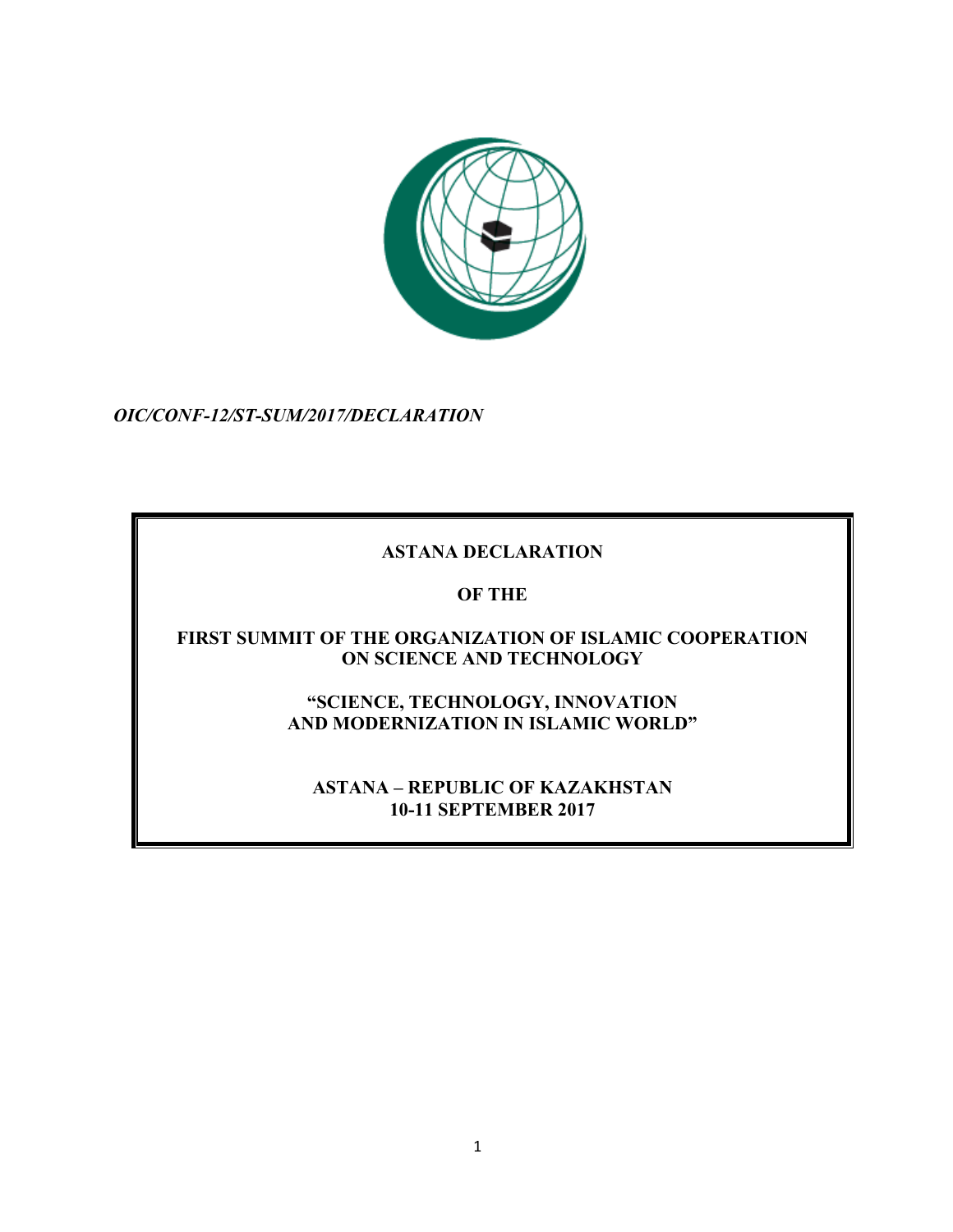*OIC/CONF-12/ST-SUM/2017/DECLARATION*

# ASTANA DECLARATION

## OF THE

## FIRST SUMMIT OF THE ORGANIZATION OF ISLAMIC COOPERATION ON SCIENCE AND TECHNOLOGY

## "SCIENCE, TECHNOLOGY, INNOVATION AND MODERNIZATION IN ISLAMIC WORLD"

**ASTANA – REPUBLIC OF KAZAKHSTAN**
**10-11 SEPTEMBER 2017**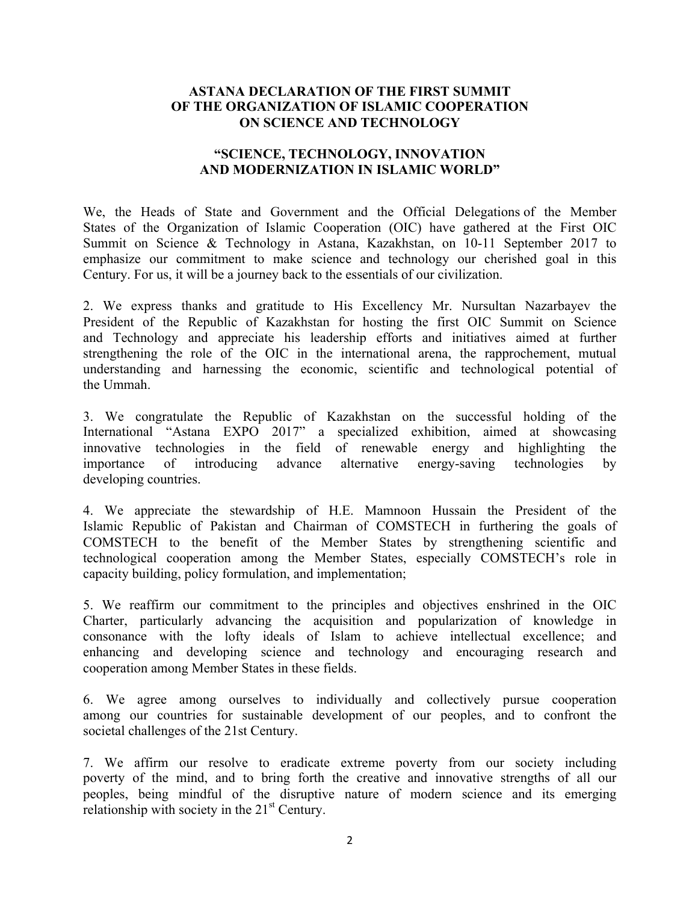**ASTANA DECLARATION OF THE FIRST SUMMIT OF THE ORGANIZATION OF ISLAMIC COOPERATION ON SCIENCE AND TECHNOLOGY**

**"SCIENCE, TECHNOLOGY, INNOVATION AND MODERNIZATION IN ISLAMIC WORLD"**

We, the Heads of State and Government and the Official Delegations of the Member States of the Organization of Islamic Cooperation (OIC) have gathered at the First OIC Summit on Science & Technology in Astana, Kazakhstan, on 10-11 September 2017 to emphasize our commitment to make science and technology our cherished goal in this Century. For us, it will be a journey back to the essentials of our civilization.

2. We express thanks and gratitude to His Excellency Mr. Nursultan Nazarbayev the President of the Republic of Kazakhstan for hosting the first OIC Summit on Science and Technology and appreciate his leadership efforts and initiatives aimed at further strengthening the role of the OIC in the international arena, the rapprochement, mutual understanding and harnessing the economic, scientific and technological potential of the Ummah.

3. We congratulate the Republic of Kazakhstan on the successful holding of the International "Astana EXPO 2017" a specialized exhibition, aimed at showcasing innovative technologies in the field of renewable energy and highlighting the importance of introducing advance alternative energy-saving technologies by developing countries.

4. We appreciate the stewardship of H.E. Mamnoon Hussain the President of the Islamic Republic of Pakistan and Chairman of COMSTECH in furthering the goals of COMSTECH to the benefit of the Member States by strengthening scientific and technological cooperation among the Member States, especially COMSTECH's role in capacity building, policy formulation, and implementation;

5. We reaffirm our commitment to the principles and objectives enshrined in the OIC Charter, particularly advancing the acquisition and popularization of knowledge in consonance with the lofty ideals of Islam to achieve intellectual excellence; and enhancing and developing science and technology and encouraging research and cooperation among Member States in these fields.

6. We agree among ourselves to individually and collectively pursue cooperation among our countries for sustainable development of our peoples, and to confront the societal challenges of the 21st Century.

7. We affirm our resolve to eradicate extreme poverty from our society including poverty of the mind, and to bring forth the creative and innovative strengths of all our peoples, being mindful of the disruptive nature of modern science and its emerging relationship with society in the 21st Century.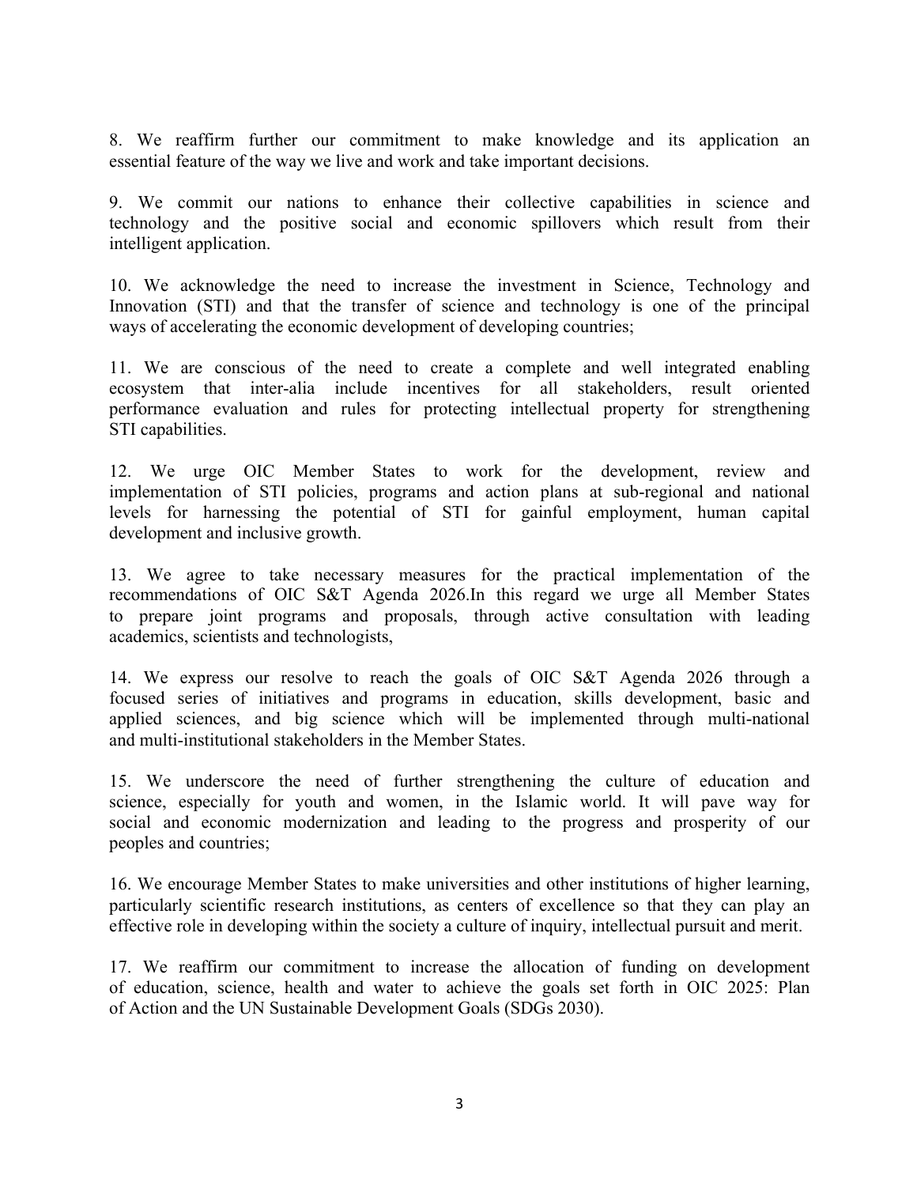8. We reaffirm further our commitment to make knowledge and its application an essential feature of the way we live and work and take important decisions.

9. We commit our nations to enhance their collective capabilities in science and technology and the positive social and economic spillovers which result from their intelligent application.

10. We acknowledge the need to increase the investment in Science, Technology and Innovation (STI) and that the transfer of science and technology is one of the principal ways of accelerating the economic development of developing countries;

11. We are conscious of the need to create a complete and well integrated enabling ecosystem that inter-alia include incentives for all stakeholders, result oriented performance evaluation and rules for protecting intellectual property for strengthening STI capabilities.

12. We urge OIC Member States to work for the development, review and implementation of STI policies, programs and action plans at sub-regional and national levels for harnessing the potential of STI for gainful employment, human capital development and inclusive growth.

13. We agree to take necessary measures for the practical implementation of the recommendations of OIC S&T Agenda 2026.In this regard we urge all Member States to prepare joint programs and proposals, through active consultation with leading academics, scientists and technologists,

14. We express our resolve to reach the goals of OIC S&T Agenda 2026 through a focused series of initiatives and programs in education, skills development, basic and applied sciences, and big science which will be implemented through multi-national and multi-institutional stakeholders in the Member States.

15. We underscore the need of further strengthening the culture of education and science, especially for youth and women, in the Islamic world. It will pave way for social and economic modernization and leading to the progress and prosperity of our peoples and countries;

16. We encourage Member States to make universities and other institutions of higher learning, particularly scientific research institutions, as centers of excellence so that they can play an effective role in developing within the society a culture of inquiry, intellectual pursuit and merit.

17. We reaffirm our commitment to increase the allocation of funding on development of education, science, health and water to achieve the goals set forth in OIC 2025: Plan of Action and the UN Sustainable Development Goals (SDGs 2030).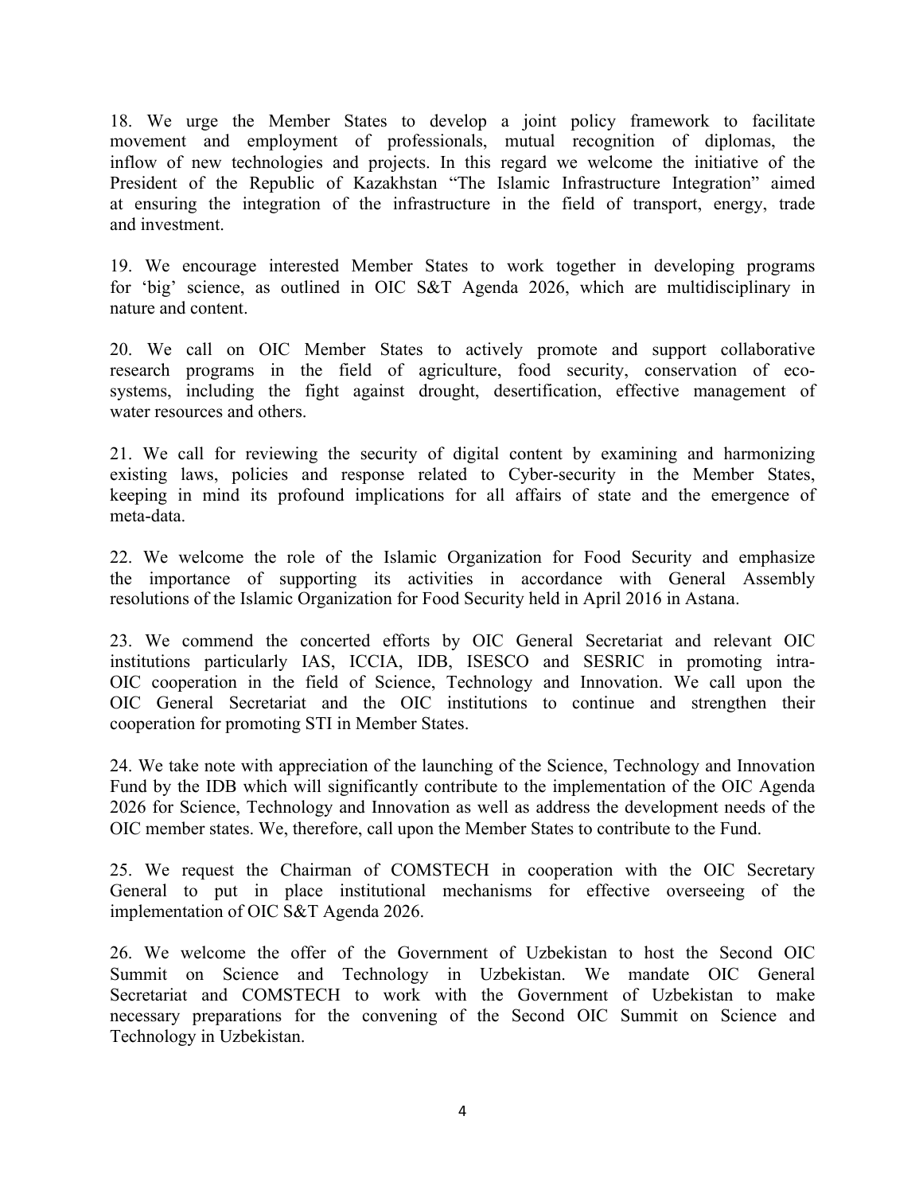18. We urge the Member States to develop a joint policy framework to facilitate movement and employment of professionals, mutual recognition of diplomas, the inflow of new technologies and projects. In this regard we welcome the initiative of the President of the Republic of Kazakhstan "The Islamic Infrastructure Integration" aimed at ensuring the integration of the infrastructure in the field of transport, energy, trade and investment.

19. We encourage interested Member States to work together in developing programs for 'big' science, as outlined in OIC S&T Agenda 2026, which are multidisciplinary in nature and content.

20. We call on OIC Member States to actively promote and support collaborative research programs in the field of agriculture, food security, conservation of eco-systems, including the fight against drought, desertification, effective management of water resources and others.

21. We call for reviewing the security of digital content by examining and harmonizing existing laws, policies and response related to Cyber-security in the Member States, keeping in mind its profound implications for all affairs of state and the emergence of meta-data.

22. We welcome the role of the Islamic Organization for Food Security and emphasize the importance of supporting its activities in accordance with General Assembly resolutions of the Islamic Organization for Food Security held in April 2016 in Astana.

23. We commend the concerted efforts by OIC General Secretariat and relevant OIC institutions particularly IAS, ICCIA, IDB, ISESCO and SESRIC in promoting intra-OIC cooperation in the field of Science, Technology and Innovation. We call upon the OIC General Secretariat and the OIC institutions to continue and strengthen their cooperation for promoting STI in Member States.

24. We take note with appreciation of the launching of the Science, Technology and Innovation Fund by the IDB which will significantly contribute to the implementation of the OIC Agenda 2026 for Science, Technology and Innovation as well as address the development needs of the OIC member states. We, therefore, call upon the Member States to contribute to the Fund.

25. We request the Chairman of COMSTECH in cooperation with the OIC Secretary General to put in place institutional mechanisms for effective overseeing of the implementation of OIC S&T Agenda 2026.

26. We welcome the offer of the Government of Uzbekistan to host the Second OIC Summit on Science and Technology in Uzbekistan. We mandate OIC General Secretariat and COMSTECH to work with the Government of Uzbekistan to make necessary preparations for the convening of the Second OIC Summit on Science and Technology in Uzbekistan.